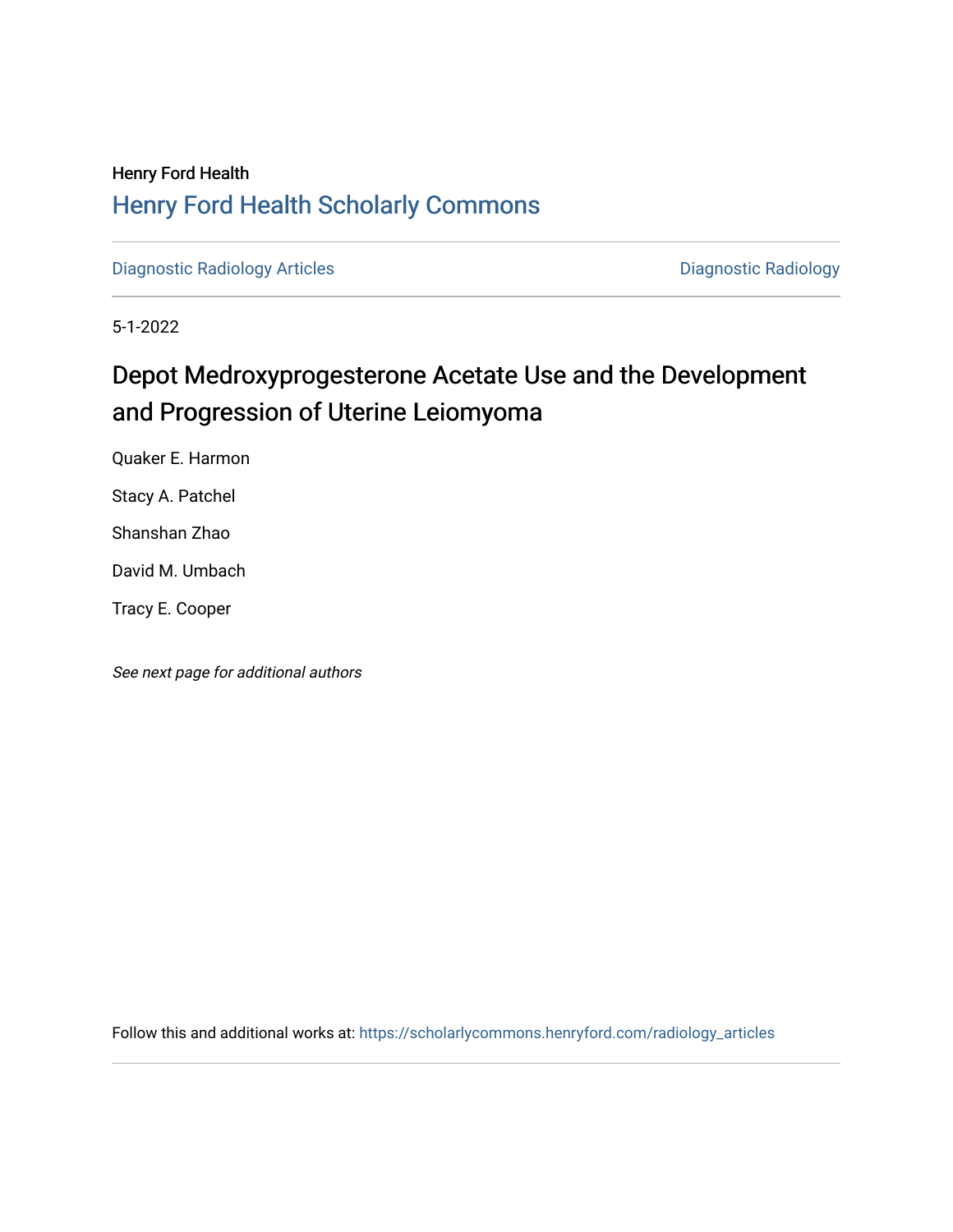Henry Ford Health

## Henry Ford Health Scholarly Commons

Diagnostic Radiology Articles | Diagnostic Radiology

5-1-2022

# Depot Medroxyprogesterone Acetate Use and the Development and Progression of Uterine Leiomyoma

Quaker E. Harmon

Stacy A. Patchel

Shanshan Zhao

David M. Umbach

Tracy E. Cooper

*See next page for additional authors*

Follow this and additional works at: https://scholarlycommons.henryford.com/radiology_articles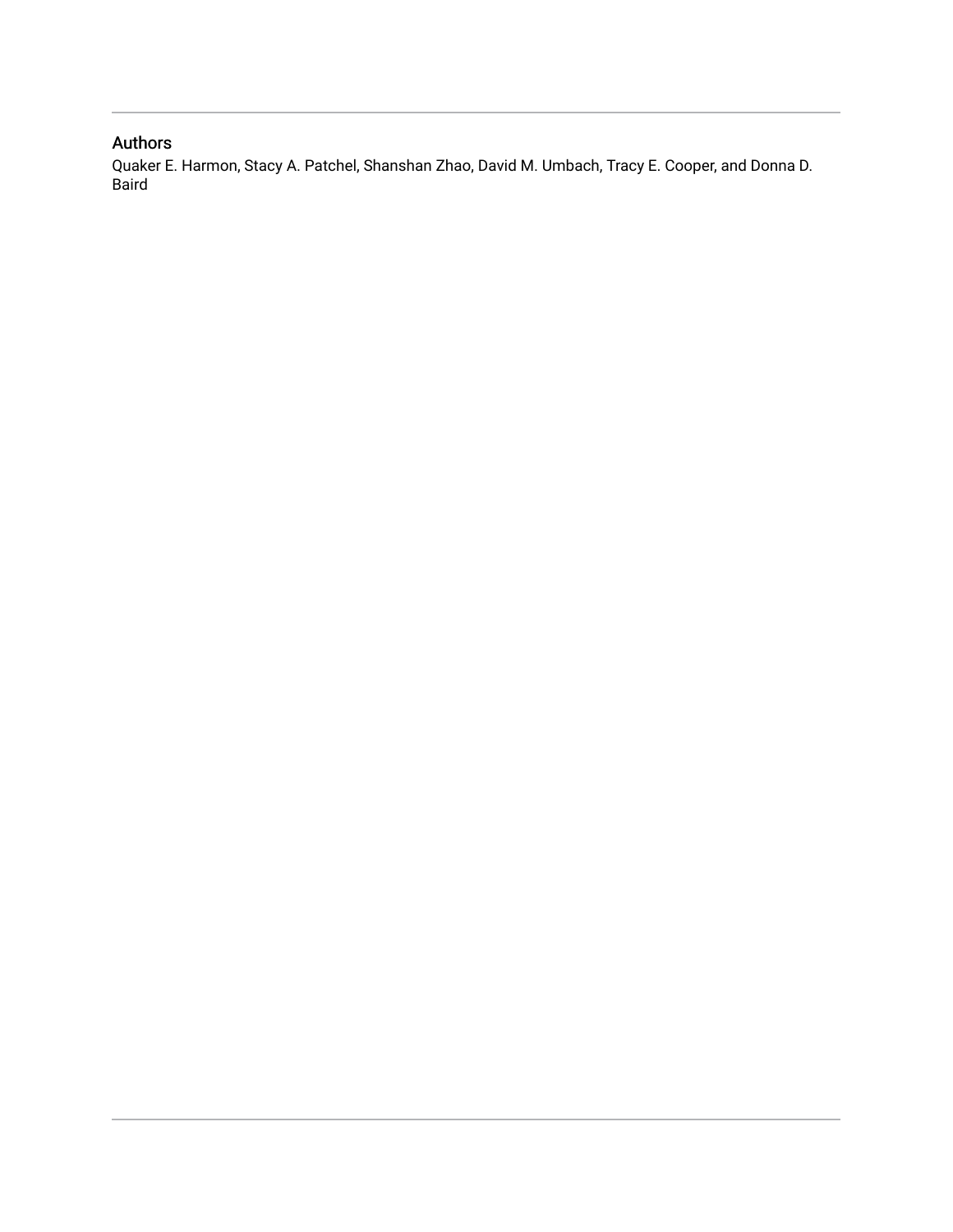## Authors

Quaker E. Harmon, Stacy A. Patchel, Shanshan Zhao, David M. Umbach, Tracy E. Cooper, and Donna D. Baird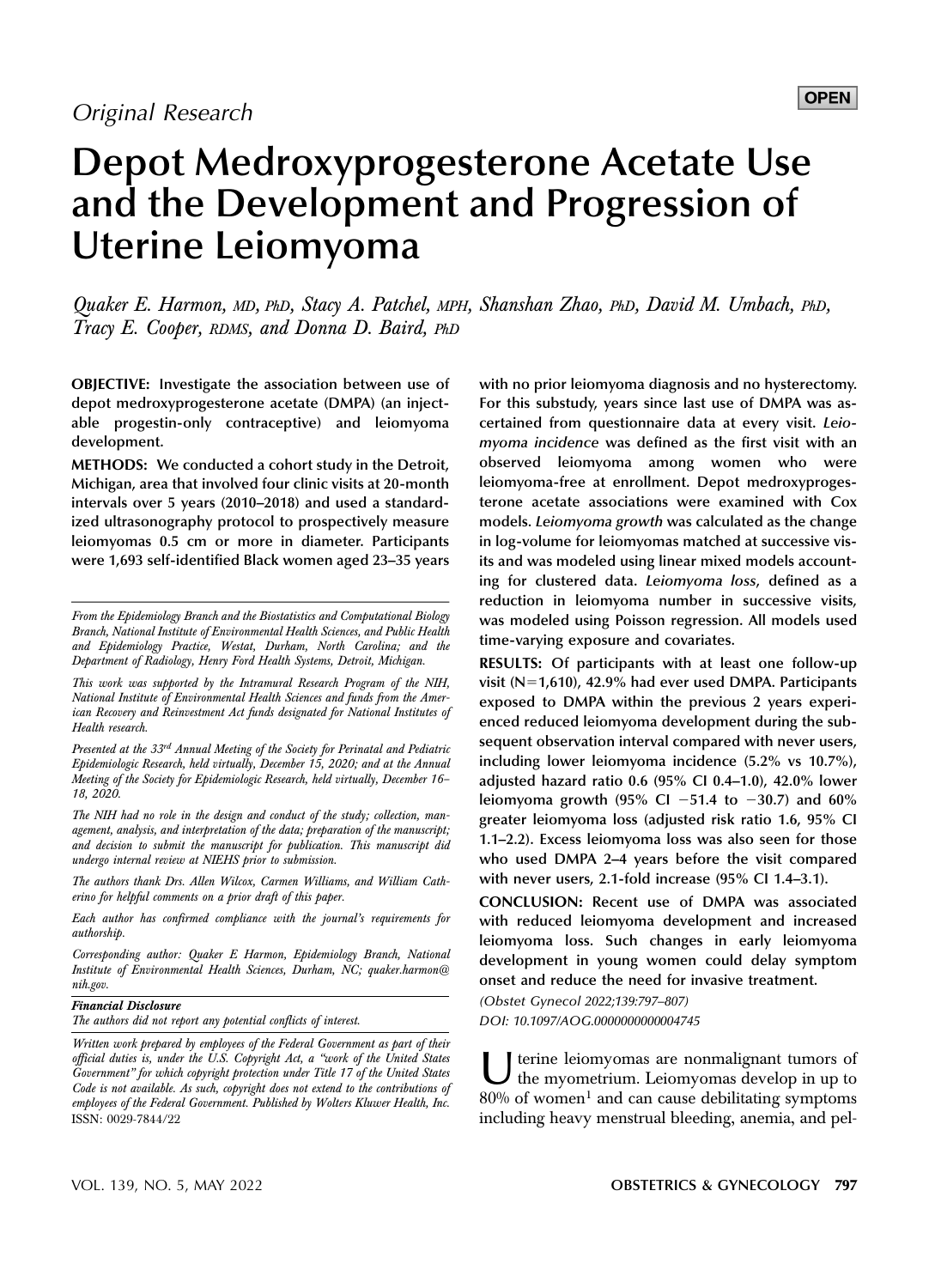Original Research

# Depot Medroxyprogesterone Acetate Use and the Development and Progression of Uterine Leiomyoma

*Quaker E. Harmon, MD, PhD, Stacy A. Patchel, MPH, Shanshan Zhao, PhD, David M. Umbach, PhD, Tracy E. Cooper, RDMS, and Donna D. Baird, PhD*

**OBJECTIVE:** Investigate the association between use of depot medroxyprogesterone acetate (DMPA) (an injectable progestin-only contraceptive) and leiomyoma development.

**METHODS:** We conducted a cohort study in the Detroit, Michigan, area that involved four clinic visits at 20-month intervals over 5 years (2010–2018) and used a standardized ultrasonography protocol to prospectively measure leiomyomas 0.5 cm or more in diameter. Participants were 1,693 self-identified Black women aged 23–35 years with no prior leiomyoma diagnosis and no hysterectomy. For this substudy, years since last use of DMPA was ascertained from questionnaire data at every visit. *Leiomyoma incidence* was defined as the first visit with an observed leiomyoma among women who were leiomyoma-free at enrollment. Depot medroxyprogesterone acetate associations were examined with Cox models. *Leiomyoma growth* was calculated as the change in log-volume for leiomyomas matched at successive visits and was modeled using linear mixed models accounting for clustered data. *Leiomyoma loss*, defined as a reduction in leiomyoma number in successive visits, was modeled using Poisson regression. All models used time-varying exposure and covariates.

**RESULTS:** Of participants with at least one follow-up visit (N=1,610), 42.9% had ever used DMPA. Participants exposed to DMPA within the previous 2 years experienced reduced leiomyoma development during the subsequent observation interval compared with never users, including lower leiomyoma incidence (5.2% vs 10.7%), adjusted hazard ratio 0.6 (95% CI 0.4–1.0), 42.0% lower leiomyoma growth (95% CI −51.4 to −30.7) and 60% greater leiomyoma loss (adjusted risk ratio 1.6, 95% CI 1.1–2.2). Excess leiomyoma loss was also seen for those who used DMPA 2–4 years before the visit compared with never users, 2.1-fold increase (95% CI 1.4–3.1).

**CONCLUSION:** Recent use of DMPA was associated with reduced leiomyoma development and increased leiomyoma loss. Such changes in early leiomyoma development in young women could delay symptom onset and reduce the need for invasive treatment.

*(Obstet Gynecol 2022;139:797–807)*
*DOI: 10.1097/AOG.0000000000004745*

---

*From the Epidemiology Branch and the Biostatistics and Computational Biology Branch, National Institute of Environmental Health Sciences, and Public Health and Epidemiology Practice, Westat, Durham, North Carolina; and the Department of Radiology, Henry Ford Health Systems, Detroit, Michigan.*

*This work was supported by the Intramural Research Program of the NIH, National Institute of Environmental Health Sciences and funds from the American Recovery and Reinvestment Act funds designated for National Institutes of Health research.*

*Presented at the 33rd Annual Meeting of the Society for Perinatal and Pediatric Epidemiologic Research, held virtually, December 15, 2020; and at the Annual Meeting of the Society for Epidemiologic Research, held virtually, December 16–18, 2020.*

*The NIH had no role in the design and conduct of the study; collection, management, analysis, and interpretation of the data; preparation of the manuscript; and decision to submit the manuscript for publication. This manuscript did undergo internal review at NIEHS prior to submission.*

*The authors thank Drs. Allen Wilcox, Carmen Williams, and William Catherino for helpful comments on a prior draft of this paper.*

*Each author has confirmed compliance with the journal's requirements for authorship.*

*Corresponding author: Quaker E Harmon, Epidemiology Branch, National Institute of Environmental Health Sciences, Durham, NC; quaker.harmon@nih.gov.*

***Financial Disclosure***
*The authors did not report any potential conflicts of interest.*

*Written work prepared by employees of the Federal Government as part of their official duties is, under the U.S. Copyright Act, a "work of the United States Government" for which copyright protection under Title 17 of the United States Code is not available. As such, copyright does not extend to the contributions of employees of the Federal Government. Published by Wolters Kluwer Health, Inc.*
ISSN: 0029-7844/22

---

Uterine leiomyomas are nonmalignant tumors of the myometrium. Leiomyomas develop in up to 80% of women[1] and can cause debilitating symptoms including heavy menstrual bleeding, anemia, and pel-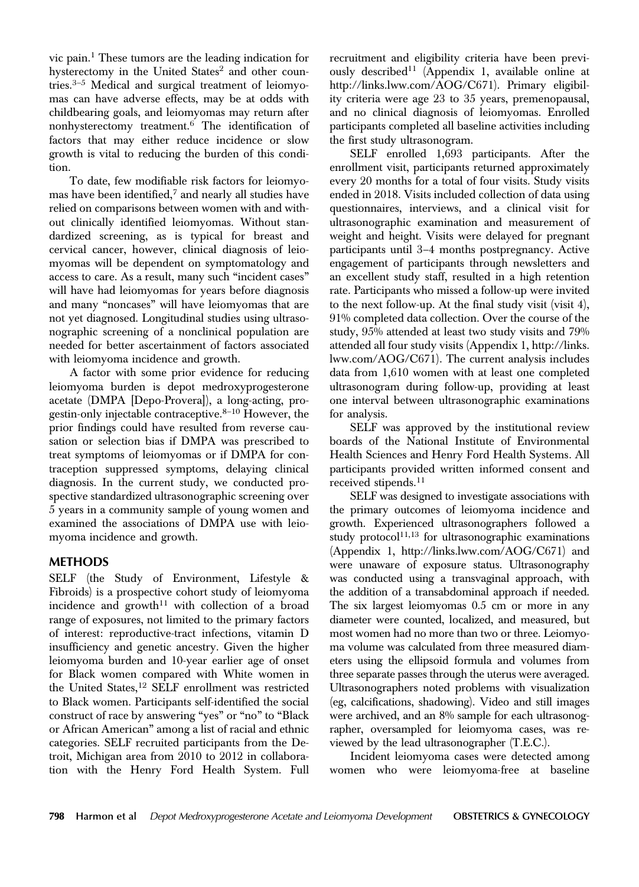vic pain.[1] These tumors are the leading indication for hysterectomy in the United States[2] and other countries.[3–5] Medical and surgical treatment of leiomyomas can have adverse effects, may be at odds with childbearing goals, and leiomyomas may return after nonhysterectomy treatment.[6] The identification of factors that may either reduce incidence or slow growth is vital to reducing the burden of this condition.

To date, few modifiable risk factors for leiomyomas have been identified,[7] and nearly all studies have relied on comparisons between women with and without clinically identified leiomyomas. Without standardized screening, as is typical for breast and cervical cancer, however, clinical diagnosis of leiomyomas will be dependent on symptomatology and access to care. As a result, many such "incident cases" will have had leiomyomas for years before diagnosis and many "noncases" will have leiomyomas that are not yet diagnosed. Longitudinal studies using ultrasonographic screening of a nonclinical population are needed for better ascertainment of factors associated with leiomyoma incidence and growth.

A factor with some prior evidence for reducing leiomyoma burden is depot medroxyprogesterone acetate (DMPA [Depo-Provera]), a long-acting, progestin-only injectable contraceptive.[8–10] However, the prior findings could have resulted from reverse causation or selection bias if DMPA was prescribed to treat symptoms of leiomyomas or if DMPA for contraception suppressed symptoms, delaying clinical diagnosis. In the current study, we conducted prospective standardized ultrasonographic screening over 5 years in a community sample of young women and examined the associations of DMPA use with leiomyoma incidence and growth.

## METHODS

SELF (the Study of Environment, Lifestyle & Fibroids) is a prospective cohort study of leiomyoma incidence and growth[11] with collection of a broad range of exposures, not limited to the primary factors of interest: reproductive-tract infections, vitamin D insufficiency and genetic ancestry. Given the higher leiomyoma burden and 10-year earlier age of onset for Black women compared with White women in the United States,[12] SELF enrollment was restricted to Black women. Participants self-identified the social construct of race by answering "yes" or "no" to "Black or African American" among a list of racial and ethnic categories. SELF recruited participants from the Detroit, Michigan area from 2010 to 2012 in collaboration with the Henry Ford Health System. Full recruitment and eligibility criteria have been previously described[11] (Appendix 1, available online at http://links.lww.com/AOG/C671). Primary eligibility criteria were age 23 to 35 years, premenopausal, and no clinical diagnosis of leiomyomas. Enrolled participants completed all baseline activities including the first study ultrasonogram.

SELF enrolled 1,693 participants. After the enrollment visit, participants returned approximately every 20 months for a total of four visits. Study visits ended in 2018. Visits included collection of data using questionnaires, interviews, and a clinical visit for ultrasonographic examination and measurement of weight and height. Visits were delayed for pregnant participants until 3–4 months postpregnancy. Active engagement of participants through newsletters and an excellent study staff, resulted in a high retention rate. Participants who missed a follow-up were invited to the next follow-up. At the final study visit (visit 4), 91% completed data collection. Over the course of the study, 95% attended at least two study visits and 79% attended all four study visits (Appendix 1, http://links.lww.com/AOG/C671). The current analysis includes data from 1,610 women with at least one completed ultrasonogram during follow-up, providing at least one interval between ultrasonographic examinations for analysis.

SELF was approved by the institutional review boards of the National Institute of Environmental Health Sciences and Henry Ford Health Systems. All participants provided written informed consent and received stipends.[11]

SELF was designed to investigate associations with the primary outcomes of leiomyoma incidence and growth. Experienced ultrasonographers followed a study protocol[11,13] for ultrasonographic examinations (Appendix 1, http://links.lww.com/AOG/C671) and were unaware of exposure status. Ultrasonography was conducted using a transvaginal approach, with the addition of a transabdominal approach if needed. The six largest leiomyomas 0.5 cm or more in any diameter were counted, localized, and measured, but most women had no more than two or three. Leiomyoma volume was calculated from three measured diameters using the ellipsoid formula and volumes from three separate passes through the uterus were averaged. Ultrasonographers noted problems with visualization (eg, calcifications, shadowing). Video and still images were archived, and an 8% sample for each ultrasonographer, oversampled for leiomyoma cases, was reviewed by the lead ultrasonographer (T.E.C.).

Incident leiomyoma cases were detected among women who were leiomyoma-free at baseline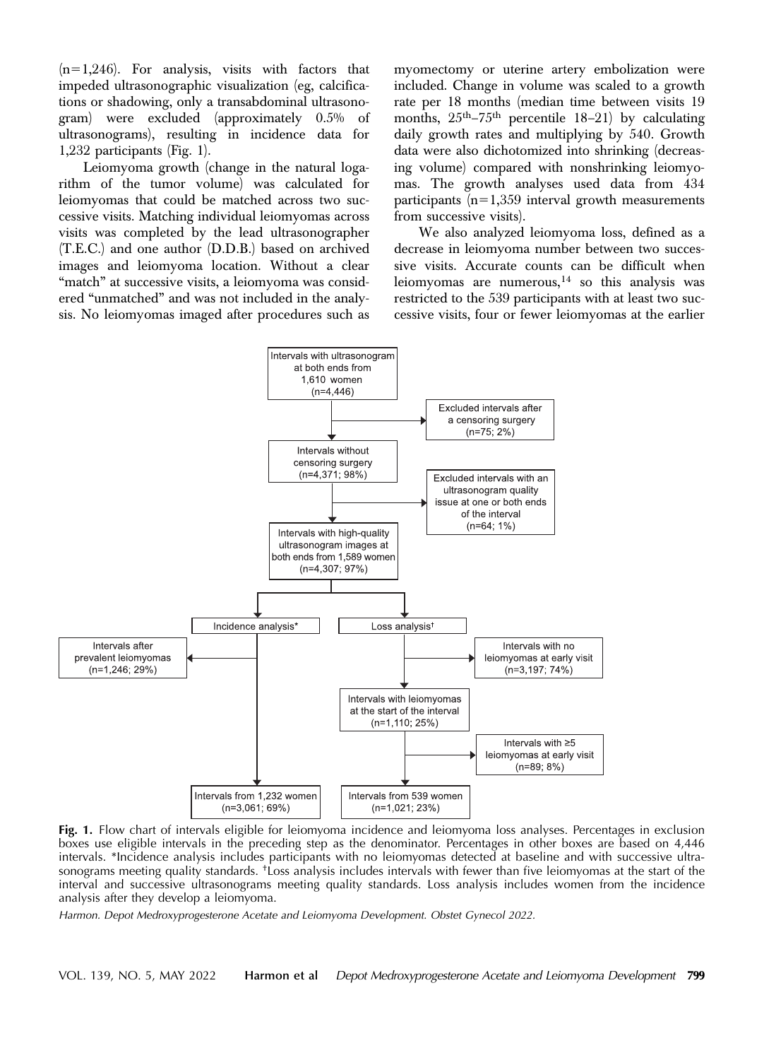(n=1,246). For analysis, visits with factors that impeded ultrasonographic visualization (eg, calcifications or shadowing, only a transabdominal ultrasonogram) were excluded (approximately 0.5% of ultrasonograms), resulting in incidence data for 1,232 participants (Fig. 1).

Leiomyoma growth (change in the natural logarithm of the tumor volume) was calculated for leiomyomas that could be matched across two successive visits. Matching individual leiomyomas across visits was completed by the lead ultrasonographer (T.E.C.) and one author (D.D.B.) based on archived images and leiomyoma location. Without a clear "match" at successive visits, a leiomyoma was considered "unmatched" and was not included in the analysis. No leiomyomas imaged after procedures such as myomectomy or uterine artery embolization were included. Change in volume was scaled to a growth rate per 18 months (median time between visits 19 months, 25[th]–75[th] percentile 18–21) by calculating daily growth rates and multiplying by 540. Growth data were also dichotomized into shrinking (decreasing volume) compared with nonshrinking leiomyomas. The growth analyses used data from 434 participants (n=1,359 interval growth measurements from successive visits).

We also analyzed leiomyoma loss, defined as a decrease in leiomyoma number between two successive visits. Accurate counts can be difficult when leiomyomas are numerous,[14] so this analysis was restricted to the 539 participants with at least two successive visits, four or fewer leiomyomas at the earlier

Intervals with ultrasonogram at both ends from 1,610 women (n=4,446)

Excluded intervals after a censoring surgery (n=75; 2%)

Intervals without censoring surgery (n=4,371; 98%)

Excluded intervals with an ultrasonogram quality issue at one or both ends of the interval (n=64; 1%)

Intervals with high-quality ultrasonogram images at both ends from 1,589 women (n=4,307; 97%)

Incidence analysis*

Intervals after prevalent leiomyomas (n=1,246; 29%)

Intervals from 1,232 women (n=3,061; 69%)

Loss analysis†

Intervals with no leiomyomas at early visit (n=3,197; 74%)

Intervals with leiomyomas at the start of the interval (n=1,110; 25%)

Intervals with ≥5 leiomyomas at early visit (n=89; 8%)

Intervals from 539 women (n=1,021; 23%)

**Fig. 1.** Flow chart of intervals eligible for leiomyoma incidence and leiomyoma loss analyses. Percentages in exclusion boxes use eligible intervals in the preceding step as the denominator. Percentages in other boxes are based on 4,446 intervals. *Incidence analysis includes participants with no leiomyomas detected at baseline and with successive ultrasonograms meeting quality standards. †Loss analysis includes intervals with fewer than five leiomyomas at the start of the interval and successive ultrasonograms meeting quality standards. Loss analysis includes women from the incidence analysis after they develop a leiomyoma.

*Harmon. Depot Medroxyprogesterone Acetate and Leiomyoma Development. Obstet Gynecol 2022.*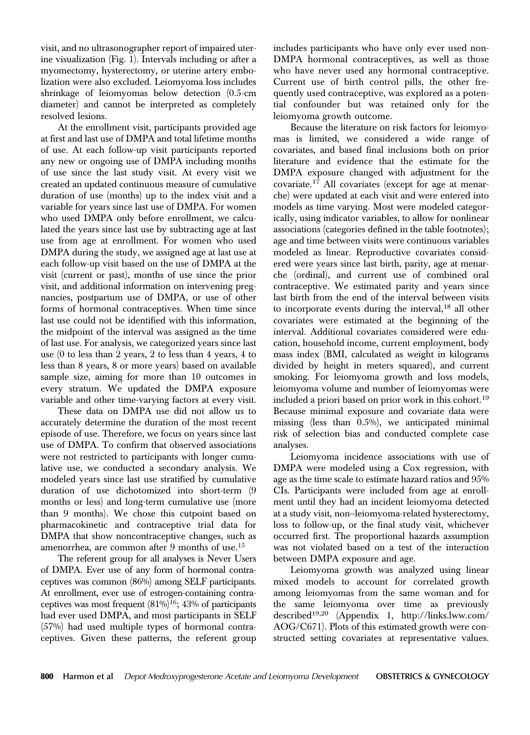visit, and no ultrasonographer report of impaired uterine visualization (Fig. 1). Intervals including or after a myomectomy, hysterectomy, or uterine artery embolization were also excluded. Leiomyoma loss includes shrinkage of leiomyomas below detection (0.5-cm diameter) and cannot be interpreted as completely resolved lesions.

At the enrollment visit, participants provided age at first and last use of DMPA and total lifetime months of use. At each follow-up visit participants reported any new or ongoing use of DMPA including months of use since the last study visit. At every visit we created an updated continuous measure of cumulative duration of use (months) up to the index visit and a variable for years since last use of DMPA. For women who used DMPA only before enrollment, we calculated the years since last use by subtracting age at last use from age at enrollment. For women who used DMPA during the study, we assigned age at last use at each follow-up visit based on the use of DMPA at the visit (current or past), months of use since the prior visit, and additional information on intervening pregnancies, postpartum use of DMPA, or use of other forms of hormonal contraceptives. When time since last use could not be identified with this information, the midpoint of the interval was assigned as the time of last use. For analysis, we categorized years since last use (0 to less than 2 years, 2 to less than 4 years, 4 to less than 8 years, 8 or more years) based on available sample size, aiming for more than 10 outcomes in every stratum. We updated the DMPA exposure variable and other time-varying factors at every visit.

These data on DMPA use did not allow us to accurately determine the duration of the most recent episode of use. Therefore, we focus on years since last use of DMPA. To confirm that observed associations were not restricted to participants with longer cumulative use, we conducted a secondary analysis. We modeled years since last use stratified by cumulative duration of use dichotomized into short-term (9 months or less) and long-term cumulative use (more than 9 months). We chose this cutpoint based on pharmacokinetic and contraceptive trial data for DMPA that show noncontraceptive changes, such as amenorrhea, are common after 9 months of use.[15]

The referent group for all analyses is Never Users of DMPA. Ever use of any form of hormonal contraceptives was common (86%) among SELF participants. At enrollment, ever use of estrogen-containing contraceptives was most frequent (81%)[16]; 43% of participants had ever used DMPA, and most participants in SELF (57%) had used multiple types of hormonal contraceptives. Given these patterns, the referent group includes participants who have only ever used non-DMPA hormonal contraceptives, as well as those who have never used any hormonal contraceptive. Current use of birth control pills, the other frequently used contraceptive, was explored as a potential confounder but was retained only for the leiomyoma growth outcome.

Because the literature on risk factors for leiomyomas is limited, we considered a wide range of covariates, and based final inclusions both on prior literature and evidence that the estimate for the DMPA exposure changed with adjustment for the covariate.[17] All covariates (except for age at menarche) were updated at each visit and were entered into models as time varying. Most were modeled categorically, using indicator variables, to allow for nonlinear associations (categories defined in the table footnotes); age and time between visits were continuous variables modeled as linear. Reproductive covariates considered were years since last birth, parity, age at menarche (ordinal), and current use of combined oral contraceptive. We estimated parity and years since last birth from the end of the interval between visits to incorporate events during the interval,[18] all other covariates were estimated at the beginning of the interval. Additional covariates considered were education, household income, current employment, body mass index (BMI, calculated as weight in kilograms divided by height in meters squared), and current smoking. For leiomyoma growth and loss models, leiomyoma volume and number of leiomyomas were included a priori based on prior work in this cohort.[19] Because minimal exposure and covariate data were missing (less than 0.5%), we anticipated minimal risk of selection bias and conducted complete case analyses.

Leiomyoma incidence associations with use of DMPA were modeled using a Cox regression, with age as the time scale to estimate hazard ratios and 95% CIs. Participants were included from age at enrollment until they had an incident leiomyoma detected at a study visit, non–leiomyoma-related hysterectomy, loss to follow-up, or the final study visit, whichever occurred first. The proportional hazards assumption was not violated based on a test of the interaction between DMPA exposure and age.

Leiomyoma growth was analyzed using linear mixed models to account for correlated growth among leiomyomas from the same woman and for the same leiomyoma over time as previously described[19,20] (Appendix 1, http://links.lww.com/AOG/C671). Plots of this estimated growth were constructed setting covariates at representative values.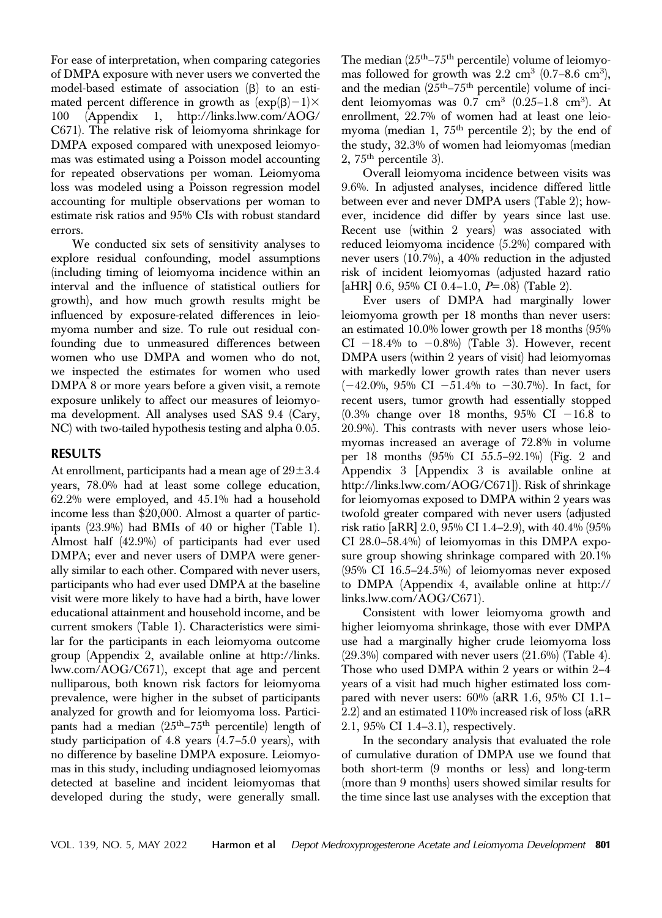For ease of interpretation, when comparing categories of DMPA exposure with never users we converted the model-based estimate of association (β) to an estimated percent difference in growth as $(\exp(\beta)-1)\times 100$ (Appendix 1, http://links.lww.com/AOG/C671). The relative risk of leiomyoma shrinkage for DMPA exposed compared with unexposed leiomyomas was estimated using a Poisson model accounting for repeated observations per woman. Leiomyoma loss was modeled using a Poisson regression model accounting for multiple observations per woman to estimate risk ratios and 95% CIs with robust standard errors.

We conducted six sets of sensitivity analyses to explore residual confounding, model assumptions (including timing of leiomyoma incidence within an interval and the influence of statistical outliers for growth), and how much growth results might be influenced by exposure-related differences in leiomyoma number and size. To rule out residual confounding due to unmeasured differences between women who use DMPA and women who do not, we inspected the estimates for women who used DMPA 8 or more years before a given visit, a remote exposure unlikely to affect our measures of leiomyoma development. All analyses used SAS 9.4 (Cary, NC) with two-tailed hypothesis testing and alpha 0.05.

## RESULTS

At enrollment, participants had a mean age of 29±3.4 years, 78.0% had at least some college education, 62.2% were employed, and 45.1% had a household income less than $20,000. Almost a quarter of participants (23.9%) had BMIs of 40 or higher (Table 1). Almost half (42.9%) of participants had ever used DMPA; ever and never users of DMPA were generally similar to each other. Compared with never users, participants who had ever used DMPA at the baseline visit were more likely to have had a birth, have lower educational attainment and household income, and be current smokers (Table 1). Characteristics were similar for the participants in each leiomyoma outcome group (Appendix 2, available online at http://links.lww.com/AOG/C671), except that age and percent nulliparous, both known risk factors for leiomyoma prevalence, were higher in the subset of participants analyzed for growth and for leiomyoma loss. Participants had a median (25th–75th percentile) length of study participation of 4.8 years (4.7–5.0 years), with no difference by baseline DMPA exposure. Leiomyomas in this study, including undiagnosed leiomyomas detected at baseline and incident leiomyomas that developed during the study, were generally small. The median (25th–75th percentile) volume of leiomyomas followed for growth was 2.2 $cm^3$ (0.7–8.6 $cm^3$), and the median (25th–75th percentile) volume of incident leiomyomas was 0.7 $cm^3$ (0.25–1.8 $cm^3$). At enrollment, 22.7% of women had at least one leiomyoma (median 1, 75th percentile 2); by the end of the study, 32.3% of women had leiomyomas (median 2, 75th percentile 3).

Overall leiomyoma incidence between visits was 9.6%. In adjusted analyses, incidence differed little between ever and never DMPA users (Table 2); however, incidence did differ by years since last use. Recent use (within 2 years) was associated with reduced leiomyoma incidence (5.2%) compared with never users (10.7%), a 40% reduction in the adjusted risk of incident leiomyomas (adjusted hazard ratio [aHR] 0.6, 95% CI 0.4–1.0, $P$=.08) (Table 2).

Ever users of DMPA had marginally lower leiomyoma growth per 18 months than never users: an estimated 10.0% lower growth per 18 months (95% CI −18.4% to −0.8%) (Table 3). However, recent DMPA users (within 2 years of visit) had leiomyomas with markedly lower growth rates than never users (−42.0%, 95% CI −51.4% to −30.7%). In fact, for recent users, tumor growth had essentially stopped (0.3% change over 18 months, 95% CI −16.8 to 20.9%). This contrasts with never users whose leiomyomas increased an average of 72.8% in volume per 18 months (95% CI 55.5–92.1%) (Fig. 2 and Appendix 3 [Appendix 3 is available online at http://links.lww.com/AOG/C671]). Risk of shrinkage for leiomyomas exposed to DMPA within 2 years was twofold greater compared with never users (adjusted risk ratio [aRR] 2.0, 95% CI 1.4–2.9), with 40.4% (95% CI 28.0–58.4%) of leiomyomas in this DMPA exposure group showing shrinkage compared with 20.1% (95% CI 16.5–24.5%) of leiomyomas never exposed to DMPA (Appendix 4, available online at http://links.lww.com/AOG/C671).

Consistent with lower leiomyoma growth and higher leiomyoma shrinkage, those with ever DMPA use had a marginally higher crude leiomyoma loss (29.3%) compared with never users (21.6%) (Table 4). Those who used DMPA within 2 years or within 2–4 years of a visit had much higher estimated loss compared with never users: 60% (aRR 1.6, 95% CI 1.1–2.2) and an estimated 110% increased risk of loss (aRR 2.1, 95% CI 1.4–3.1), respectively.

In the secondary analysis that evaluated the role of cumulative duration of DMPA use we found that both short-term (9 months or less) and long-term (more than 9 months) users showed similar results for the time since last use analyses with the exception that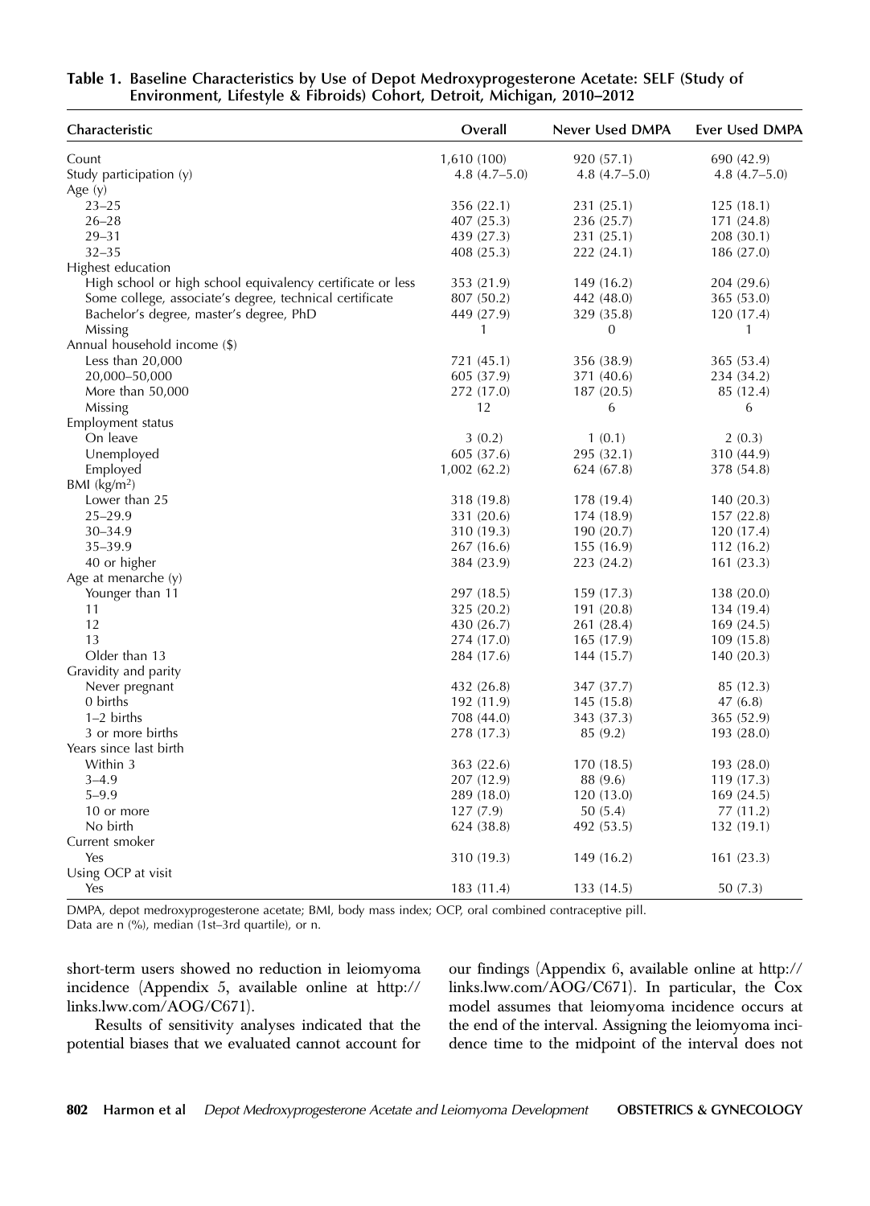**Table 1. Baseline Characteristics by Use of Depot Medroxyprogesterone Acetate: SELF (Study of Environment, Lifestyle & Fibroids) Cohort, Detroit, Michigan, 2010–2012**

| Characteristic | Overall | Never Used DMPA | Ever Used DMPA |
|---|---|---|---|
| Count | 1,610 (100) | 920 (57.1) | 690 (42.9) |
| Study participation (y) | 4.8 (4.7–5.0) | 4.8 (4.7–5.0) | 4.8 (4.7–5.0) |
| Age (y) | | | |
| 23–25 | 356 (22.1) | 231 (25.1) | 125 (18.1) |
| 26–28 | 407 (25.3) | 236 (25.7) | 171 (24.8) |
| 29–31 | 439 (27.3) | 231 (25.1) | 208 (30.1) |
| 32–35 | 408 (25.3) | 222 (24.1) | 186 (27.0) |
| Highest education | | | |
| High school or high school equivalency certificate or less | 353 (21.9) | 149 (16.2) | 204 (29.6) |
| Some college, associate's degree, technical certificate | 807 (50.2) | 442 (48.0) | 365 (53.0) |
| Bachelor's degree, master's degree, PhD | 449 (27.9) | 329 (35.8) | 120 (17.4) |
| Missing | 1 | 0 | 1 |
| Annual household income ($) | | | |
| Less than 20,000 | 721 (45.1) | 356 (38.9) | 365 (53.4) |
| 20,000–50,000 | 605 (37.9) | 371 (40.6) | 234 (34.2) |
| More than 50,000 | 272 (17.0) | 187 (20.5) | 85 (12.4) |
| Missing | 12 | 6 | 6 |
| Employment status | | | |
| On leave | 3 (0.2) | 1 (0.1) | 2 (0.3) |
| Unemployed | 605 (37.6) | 295 (32.1) | 310 (44.9) |
| Employed | 1,002 (62.2) | 624 (67.8) | 378 (54.8) |
| BMI (kg/m²) | | | |
| Lower than 25 | 318 (19.8) | 178 (19.4) | 140 (20.3) |
| 25–29.9 | 331 (20.6) | 174 (18.9) | 157 (22.8) |
| 30–34.9 | 310 (19.3) | 190 (20.7) | 120 (17.4) |
| 35–39.9 | 267 (16.6) | 155 (16.9) | 112 (16.2) |
| 40 or higher | 384 (23.9) | 223 (24.2) | 161 (23.3) |
| Age at menarche (y) | | | |
| Younger than 11 | 297 (18.5) | 159 (17.3) | 138 (20.0) |
| 11 | 325 (20.2) | 191 (20.8) | 134 (19.4) |
| 12 | 430 (26.7) | 261 (28.4) | 169 (24.5) |
| 13 | 274 (17.0) | 165 (17.9) | 109 (15.8) |
| Older than 13 | 284 (17.6) | 144 (15.7) | 140 (20.3) |
| Gravidity and parity | | | |
| Never pregnant | 432 (26.8) | 347 (37.7) | 85 (12.3) |
| 0 births | 192 (11.9) | 145 (15.8) | 47 (6.8) |
| 1–2 births | 708 (44.0) | 343 (37.3) | 365 (52.9) |
| 3 or more births | 278 (17.3) | 85 (9.2) | 193 (28.0) |
| Years since last birth | | | |
| Within 3 | 363 (22.6) | 170 (18.5) | 193 (28.0) |
| 3–4.9 | 207 (12.9) | 88 (9.6) | 119 (17.3) |
| 5–9.9 | 289 (18.0) | 120 (13.0) | 169 (24.5) |
| 10 or more | 127 (7.9) | 50 (5.4) | 77 (11.2) |
| No birth | 624 (38.8) | 492 (53.5) | 132 (19.1) |
| Current smoker | | | |
| Yes | 310 (19.3) | 149 (16.2) | 161 (23.3) |
| Using OCP at visit | | | |
| Yes | 183 (11.4) | 133 (14.5) | 50 (7.3) |

DMPA, depot medroxyprogesterone acetate; BMI, body mass index; OCP, oral combined contraceptive pill.
Data are n (%), median (1st–3rd quartile), or n.

short-term users showed no reduction in leiomyoma incidence (Appendix 5, available online at http://links.lww.com/AOG/C671).

Results of sensitivity analyses indicated that the potential biases that we evaluated cannot account for our findings (Appendix 6, available online at http://links.lww.com/AOG/C671). In particular, the Cox model assumes that leiomyoma incidence occurs at the end of the interval. Assigning the leiomyoma incidence time to the midpoint of the interval does not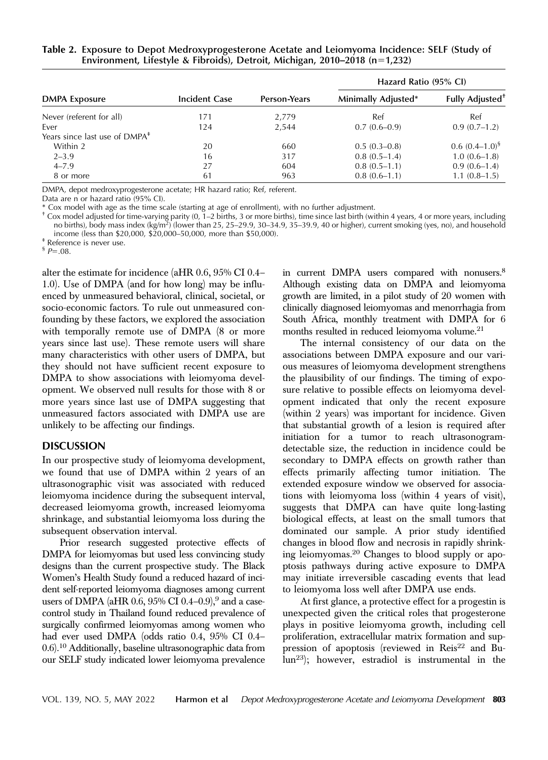**Table 2. Exposure to Depot Medroxyprogesterone Acetate and Leiomyoma Incidence: SELF (Study of Environment, Lifestyle & Fibroids), Detroit, Michigan, 2010–2018 (n=1,232)**

| DMPA Exposure | Incident Case | Person-Years | Hazard Ratio (95% CI) | |
|---|---|---|---|---|
| | | | Minimally Adjusted* | Fully Adjusted† |
| Never (referent for all) | 171 | 2,779 | Ref | Ref |
| Ever | 124 | 2,544 | 0.7 (0.6–0.9) | 0.9 (0.7–1.2) |
| Years since last use of DMPA‡ | | | | |
| Within 2 | 20 | 660 | 0.5 (0.3–0.8) | 0.6 (0.4–1.0)§ |
| 2–3.9 | 16 | 317 | 0.8 (0.5–1.4) | 1.0 (0.6–1.8) |
| 4–7.9 | 27 | 604 | 0.8 (0.5–1.1) | 0.9 (0.6–1.4) |
| 8 or more | 61 | 963 | 0.8 (0.6–1.1) | 1.1 (0.8–1.5) |

DMPA, depot medroxyprogesterone acetate; HR hazard ratio; Ref, referent.

Data are n or hazard ratio (95% CI).

\* Cox model with age as the time scale (starting at age of enrollment), with no further adjustment.

† Cox model adjusted for time-varying parity (0, 1–2 births, 3 or more births), time since last birth (within 4 years, 4 or more years, including no births), body mass index (kg/$m^2$) (lower than 25, 25–29.9, 30–34.9, 35–39.9, 40 or higher), current smoking (yes, no), and household income (less than $20,000, $20,000–50,000, more than $50,000).

‡ Reference is never use.

§ $P=.08$.

alter the estimate for incidence (aHR 0.6, 95% CI 0.4–1.0). Use of DMPA (and for how long) may be influenced by unmeasured behavioral, clinical, societal, or socio-economic factors. To rule out unmeasured confounding by these factors, we explored the association with temporally remote use of DMPA (8 or more years since last use). These remote users will share many characteristics with other users of DMPA, but they should not have sufficient recent exposure to DMPA to show associations with leiomyoma development. We observed null results for those with 8 or more years since last use of DMPA suggesting that unmeasured factors associated with DMPA use are unlikely to be affecting our findings.

## DISCUSSION

In our prospective study of leiomyoma development, we found that use of DMPA within 2 years of an ultrasonographic visit was associated with reduced leiomyoma incidence during the subsequent interval, decreased leiomyoma growth, increased leiomyoma shrinkage, and substantial leiomyoma loss during the subsequent observation interval.

Prior research suggested protective effects of DMPA for leiomyomas but used less convincing study designs than the current prospective study. The Black Women's Health Study found a reduced hazard of incident self-reported leiomyoma diagnoses among current users of DMPA (aHR 0.6, 95% CI 0.4–0.9),[9] and a case-control study in Thailand found reduced prevalence of surgically confirmed leiomyomas among women who had ever used DMPA (odds ratio 0.4, 95% CI 0.4–0.6).[10] Additionally, baseline ultrasonographic data from our SELF study indicated lower leiomyoma prevalence in current DMPA users compared with nonusers.[8] Although existing data on DMPA and leiomyoma growth are limited, in a pilot study of 20 women with clinically diagnosed leiomyomas and menorrhagia from South Africa, monthly treatment with DMPA for 6 months resulted in reduced leiomyoma volume.[21]

The internal consistency of our data on the associations between DMPA exposure and our various measures of leiomyoma development strengthens the plausibility of our findings. The timing of exposure relative to possible effects on leiomyoma development indicated that only the recent exposure (within 2 years) was important for incidence. Given that substantial growth of a lesion is required after initiation for a tumor to reach ultrasonogram-detectable size, the reduction in incidence could be secondary to DMPA effects on growth rather than effects primarily affecting tumor initiation. The extended exposure window we observed for associations with leiomyoma loss (within 4 years of visit), suggests that DMPA can have quite long-lasting biological effects, at least on the small tumors that dominated our sample. A prior study identified changes in blood flow and necrosis in rapidly shrinking leiomyomas.[20] Changes to blood supply or apoptosis pathways during active exposure to DMPA may initiate irreversible cascading events that lead to leiomyoma loss well after DMPA use ends.

At first glance, a protective effect for a progestin is unexpected given the critical roles that progesterone plays in positive leiomyoma growth, including cell proliferation, extracellular matrix formation and suppression of apoptosis (reviewed in Reis[22] and Bulun[23]); however, estradiol is instrumental in the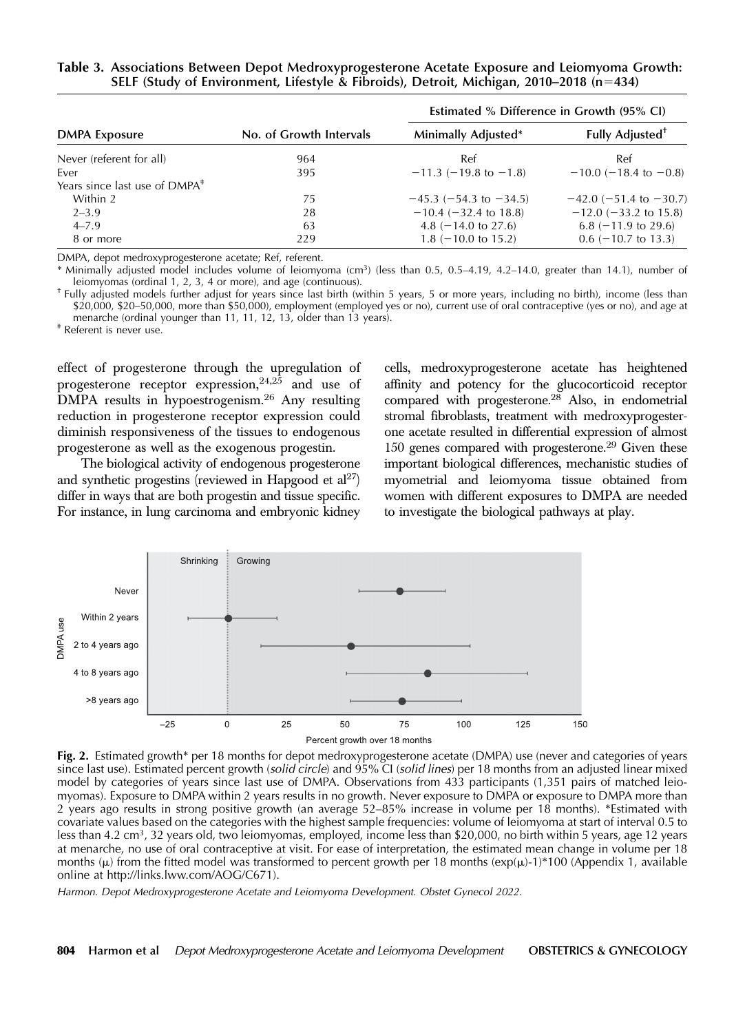**Table 3. Associations Between Depot Medroxyprogesterone Acetate Exposure and Leiomyoma Growth: SELF (Study of Environment, Lifestyle & Fibroids), Detroit, Michigan, 2010–2018 (n=434)**

| DMPA Exposure | No. of Growth Intervals | Estimated % Difference in Growth (95% CI) | |
|---|---|---|---|
| | | Minimally Adjusted* | Fully Adjusted† |
| Never (referent for all) | 964 | Ref | Ref |
| Ever | 395 | −11.3 (−19.8 to −1.8) | −10.0 (−18.4 to −0.8) |
| Years since last use of DMPA‡ | | | |
| Within 2 | 75 | −45.3 (−54.3 to −34.5) | −42.0 (−51.4 to −30.7) |
| 2–3.9 | 28 | −10.4 (−32.4 to 18.8) | −12.0 (−33.2 to 15.8) |
| 4–7.9 | 63 | 4.8 (−14.0 to 27.6) | 6.8 (−11.9 to 29.6) |
| 8 or more | 229 | 1.8 (−10.0 to 15.2) | 0.6 (−10.7 to 13.3) |

DMPA, depot medroxyprogesterone acetate; Ref, referent.

* Minimally adjusted model includes volume of leiomyoma ($cm^3$) (less than 0.5, 0.5–4.19, 4.2–14.0, greater than 14.1), number of leiomyomas (ordinal 1, 2, 3, 4 or more), and age (continuous).

† Fully adjusted models further adjust for years since last birth (within 5 years, 5 or more years, including no birth), income (less than $20,000, $20–50,000, more than $50,000), employment (employed yes or no), current use of oral contraceptive (yes or no), and age at menarche (ordinal younger than 11, 11, 12, 13, older than 13 years).

‡ Referent is never use.

effect of progesterone through the upregulation of progesterone receptor expression,[24,25] and use of DMPA results in hypoestrogenism.[26] Any resulting reduction in progesterone receptor expression could diminish responsiveness of the tissues to endogenous progesterone as well as the exogenous progestin.

The biological activity of endogenous progesterone and synthetic progestins (reviewed in Hapgood et al[27]) differ in ways that are both progestin and tissue specific. For instance, in lung carcinoma and embryonic kidney cells, medroxyprogesterone acetate has heightened affinity and potency for the glucocorticoid receptor compared with progesterone.[28] Also, in endometrial stromal fibroblasts, treatment with medroxyprogesterone acetate resulted in differential expression of almost 150 genes compared with progesterone.[29] Given these important biological differences, mechanistic studies of myometrial and leiomyoma tissue obtained from women with different exposures to DMPA are needed to investigate the biological pathways at play.

**Fig. 2.** Estimated growth* per 18 months for depot medroxyprogesterone acetate (DMPA) use (never and categories of years since last use). Estimated percent growth (*solid circle*) and 95% CI (*solid lines*) per 18 months from an adjusted linear mixed model by categories of years since last use of DMPA. Observations from 433 participants (1,351 pairs of matched leiomyomas). Exposure to DMPA within 2 years results in no growth. Never exposure to DMPA or exposure to DMPA more than 2 years ago results in strong positive growth (an average 52–85% increase in volume per 18 months). *Estimated with covariate values based on the categories with the highest sample frequencies: volume of leiomyoma at start of interval 0.5 to less than 4.2 $cm^3$, 32 years old, two leiomyomas, employed, income less than $20,000, no birth within 5 years, age 12 years at menarche, no use of oral contraceptive at visit. For ease of interpretation, the estimated mean change in volume per 18 months ($\mu$) from the fitted model was transformed to percent growth per 18 months ($(\exp(\mu)-1)*100$) (Appendix 1, available online at http://links.lww.com/AOG/C671).

*Harmon. Depot Medroxyprogesterone Acetate and Leiomyoma Development. Obstet Gynecol 2022.*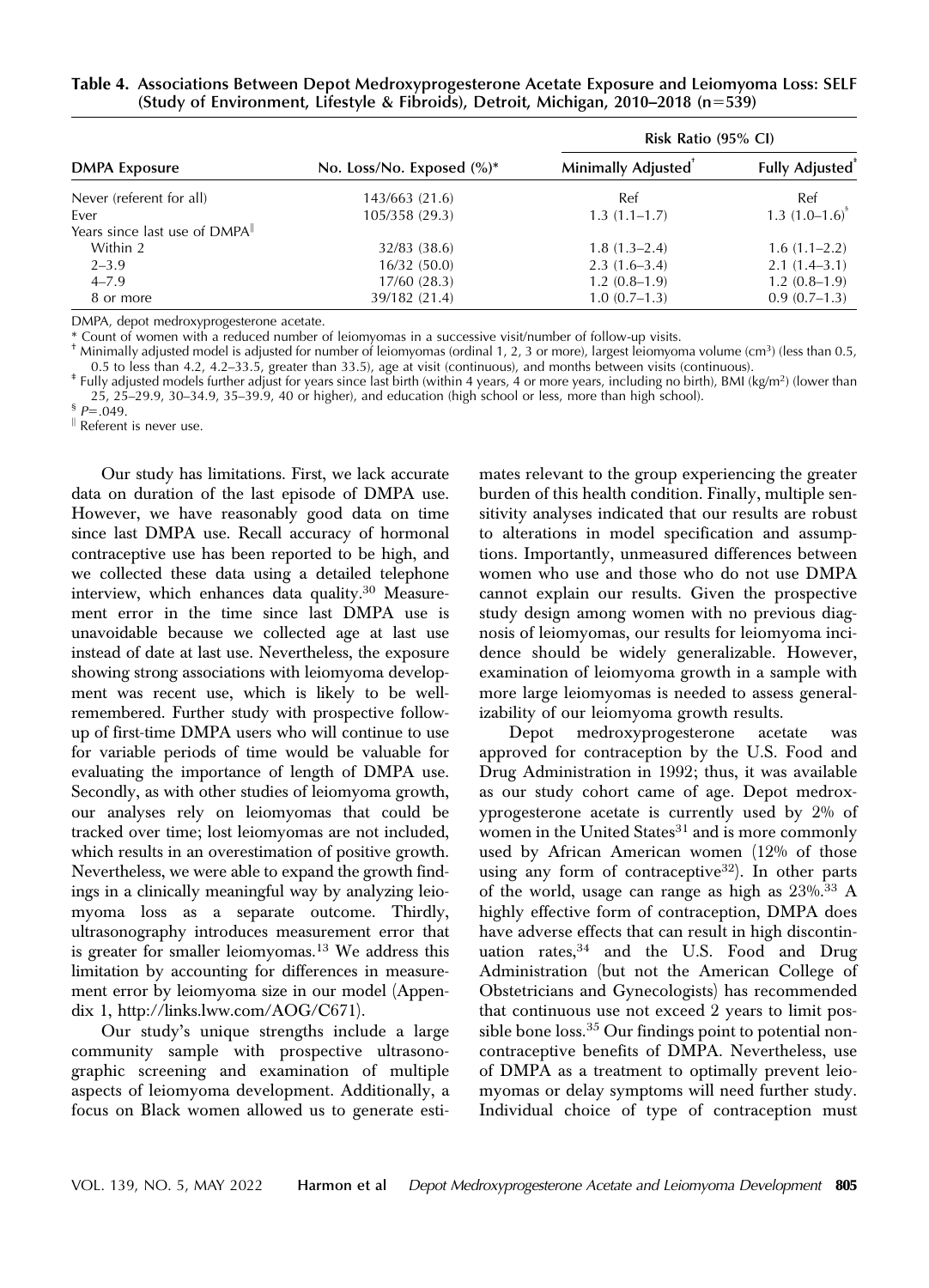**Table 4. Associations Between Depot Medroxyprogesterone Acetate Exposure and Leiomyoma Loss: SELF (Study of Environment, Lifestyle & Fibroids), Detroit, Michigan, 2010–2018 (n=539)**

| DMPA Exposure | No. Loss/No. Exposed (%)* | Risk Ratio (95% CI) | |
|---|---|---|---|
| | | Minimally Adjusted[†] | Fully Adjusted[‡] |
| Never (referent for all) | 143/663 (21.6) | Ref | Ref |
| Ever | 105/358 (29.3) | 1.3 (1.1–1.7) | 1.3 (1.0–1.6)[§] |
| Years since last use of DMPA[‖] | | | |
| Within 2 | 32/83 (38.6) | 1.8 (1.3–2.4) | 1.6 (1.1–2.2) |
| 2–3.9 | 16/32 (50.0) | 2.3 (1.6–3.4) | 2.1 (1.4–3.1) |
| 4–7.9 | 17/60 (28.3) | 1.2 (0.8–1.9) | 1.2 (0.8–1.9) |
| 8 or more | 39/182 (21.4) | 1.0 (0.7–1.3) | 0.9 (0.7–1.3) |

DMPA, depot medroxyprogesterone acetate.

\* Count of women with a reduced number of leiomyomas in a successive visit/number of follow-up visits.

† Minimally adjusted model is adjusted for number of leiomyomas (ordinal 1, 2, 3 or more), largest leiomyoma volume ($cm^3$) (less than 0.5, 0.5 to less than 4.2, 4.2–33.5, greater than 33.5), age at visit (continuous), and months between visits (continuous).

‡ Fully adjusted models further adjust for years since last birth (within 4 years, 4 or more years, including no birth), BMI ($kg/m^2$) (lower than 25, 25–29.9, 30–34.9, 35–39.9, 40 or higher), and education (high school or less, more than high school).

§ $P=.049$.

‖ Referent is never use.

Our study has limitations. First, we lack accurate data on duration of the last episode of DMPA use. However, we have reasonably good data on time since last DMPA use. Recall accuracy of hormonal contraceptive use has been reported to be high, and we collected these data using a detailed telephone interview, which enhances data quality.[30] Measurement error in the time since last DMPA use is unavoidable because we collected age at last use instead of date at last use. Nevertheless, the exposure showing strong associations with leiomyoma development was recent use, which is likely to be well-remembered. Further study with prospective follow-up of first-time DMPA users who will continue to use for variable periods of time would be valuable for evaluating the importance of length of DMPA use. Secondly, as with other studies of leiomyoma growth, our analyses rely on leiomyomas that could be tracked over time; lost leiomyomas are not included, which results in an overestimation of positive growth. Nevertheless, we were able to expand the growth findings in a clinically meaningful way by analyzing leiomyoma loss as a separate outcome. Thirdly, ultrasonography introduces measurement error that is greater for smaller leiomyomas.[13] We address this limitation by accounting for differences in measurement error by leiomyoma size in our model (Appendix 1, http://links.lww.com/AOG/C671).

Our study's unique strengths include a large community sample with prospective ultrasonographic screening and examination of multiple aspects of leiomyoma development. Additionally, a focus on Black women allowed us to generate estimates relevant to the group experiencing the greater burden of this health condition. Finally, multiple sensitivity analyses indicated that our results are robust to alterations in model specification and assumptions. Importantly, unmeasured differences between women who use and those who do not use DMPA cannot explain our results. Given the prospective study design among women with no previous diagnosis of leiomyomas, our results for leiomyoma incidence should be widely generalizable. However, examination of leiomyoma growth in a sample with more large leiomyomas is needed to assess generalizability of our leiomyoma growth results.

Depot medroxyprogesterone acetate was approved for contraception by the U.S. Food and Drug Administration in 1992; thus, it was available as our study cohort came of age. Depot medroxyprogesterone acetate is currently used by 2% of women in the United States[31] and is more commonly used by African American women (12% of those using any form of contraceptive[32]). In other parts of the world, usage can range as high as 23%.[33] A highly effective form of contraception, DMPA does have adverse effects that can result in high discontinuation rates,[34] and the U.S. Food and Drug Administration (but not the American College of Obstetricians and Gynecologists) has recommended that continuous use not exceed 2 years to limit possible bone loss.[35] Our findings point to potential noncontraceptive benefits of DMPA. Nevertheless, use of DMPA as a treatment to optimally prevent leiomyomas or delay symptoms will need further study. Individual choice of type of contraception must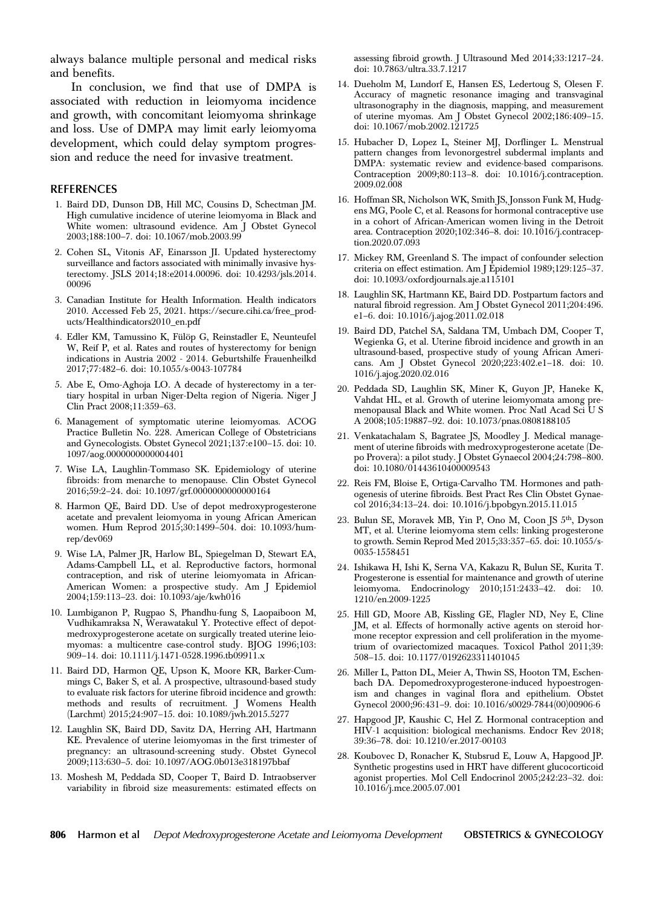always balance multiple personal and medical risks and benefits.

In conclusion, we find that use of DMPA is associated with reduction in leiomyoma incidence and growth, with concomitant leiomyoma shrinkage and loss. Use of DMPA may limit early leiomyoma development, which could delay symptom progression and reduce the need for invasive treatment.

## REFERENCES

1. Baird DD, Dunson DB, Hill MC, Cousins D, Schectman JM. High cumulative incidence of uterine leiomyoma in Black and White women: ultrasound evidence. Am J Obstet Gynecol 2003;188:100–7. doi: 10.1067/mob.2003.99
2. Cohen SL, Vitonis AF, Einarsson JI. Updated hysterectomy surveillance and factors associated with minimally invasive hysterectomy. JSLS 2014;18:e2014.00096. doi: 10.4293/jsls.2014.00096
3. Canadian Institute for Health Information. Health indicators 2010. Accessed Feb 25, 2021. https://secure.cihi.ca/free_products/Healthindicators2010_en.pdf
4. Edler KM, Tamussino K, Fülöp G, Reinstadler E, Neunteufel W, Reif P, et al. Rates and routes of hysterectomy for benign indications in Austria 2002 - 2014. Geburtshilfe Frauenheilkd 2017;77:482–6. doi: 10.1055/s-0043-107784
5. Abe E, Omo-Aghoja LO. A decade of hysterectomy in a tertiary hospital in urban Niger-Delta region of Nigeria. Niger J Clin Pract 2008;11:359–63.
6. Management of symptomatic uterine leiomyomas. ACOG Practice Bulletin No. 228. American College of Obstetricians and Gynecologists. Obstet Gynecol 2021;137:e100–15. doi: 10.1097/aog.0000000000004401
7. Wise LA, Laughlin-Tommaso SK. Epidemiology of uterine fibroids: from menarche to menopause. Clin Obstet Gynecol 2016;59:2–24. doi: 10.1097/grf.0000000000000164
8. Harmon QE, Baird DD. Use of depot medroxyprogesterone acetate and prevalent leiomyoma in young African American women. Hum Reprod 2015;30:1499–504. doi: 10.1093/humrep/dev069
9. Wise LA, Palmer JR, Harlow BL, Spiegelman D, Stewart EA, Adams-Campbell LL, et al. Reproductive factors, hormonal contraception, and risk of uterine leiomyomata in African-American Women: a prospective study. Am J Epidemiol 2004;159:113–23. doi: 10.1093/aje/kwh016
10. Lumbiganon P, Rugpao S, Phandhu-fung S, Laopaiboon M, Vudhikamraksa N, Werawatakul Y. Protective effect of depot-medroxyprogesterone acetate on surgically treated uterine leiomyomas: a multicentre case-control study. BJOG 1996;103:909–14. doi: 10.1111/j.1471-0528.1996.tb09911.x
11. Baird DD, Harmon QE, Upson K, Moore KR, Barker-Cummings C, Baker S, et al. A prospective, ultrasound-based study to evaluate risk factors for uterine fibroid incidence and growth: methods and results of recruitment. J Womens Health (Larchmt) 2015;24:907–15. doi: 10.1089/jwh.2015.5277
12. Laughlin SK, Baird DD, Savitz DA, Herring AH, Hartmann KE. Prevalence of uterine leiomyomas in the first trimester of pregnancy: an ultrasound-screening study. Obstet Gynecol 2009;113:630–5. doi: 10.1097/AOG.0b013e318197bbaf
13. Moshesh M, Peddada SD, Cooper T, Baird D. Intraobserver variability in fibroid size measurements: estimated effects on assessing fibroid growth. J Ultrasound Med 2014;33:1217–24. doi: 10.7863/ultra.33.7.1217
14. Dueholm M, Lundorf E, Hansen ES, Ledertoug S, Olesen F. Accuracy of magnetic resonance imaging and transvaginal ultrasonography in the diagnosis, mapping, and measurement of uterine myomas. Am J Obstet Gynecol 2002;186:409–15. doi: 10.1067/mob.2002.121725
15. Hubacher D, Lopez L, Steiner MJ, Dorflinger L. Menstrual pattern changes from levonorgestrel subdermal implants and DMPA: systematic review and evidence-based comparisons. Contraception 2009;80:113–8. doi: 10.1016/j.contraception.2009.02.008
16. Hoffman SR, Nicholson WK, Smith JS, Jonsson Funk M, Hudgens MG, Poole C, et al. Reasons for hormonal contraceptive use in a cohort of African-American women living in the Detroit area. Contraception 2020;102:346–8. doi: 10.1016/j.contraception.2020.07.093
17. Mickey RM, Greenland S. The impact of confounder selection criteria on effect estimation. Am J Epidemiol 1989;129:125–37. doi: 10.1093/oxfordjournals.aje.a115101
18. Laughlin SK, Hartmann KE, Baird DD. Postpartum factors and natural fibroid regression. Am J Obstet Gynecol 2011;204:496.e1–6. doi: 10.1016/j.ajog.2011.02.018
19. Baird DD, Patchel SA, Saldana TM, Umbach DM, Cooper T, Wegienka G, et al. Uterine fibroid incidence and growth in an ultrasound-based, prospective study of young African Americans. Am J Obstet Gynecol 2020;223:402.e1–18. doi: 10.1016/j.ajog.2020.02.016
20. Peddada SD, Laughlin SK, Miner K, Guyon JP, Haneke K, Vahdat HL, et al. Growth of uterine leiomyomata among premenopausal Black and White women. Proc Natl Acad Sci U S A 2008;105:19887–92. doi: 10.1073/pnas.0808188105
21. Venkatachalam S, Bagratee JS, Moodley J. Medical management of uterine fibroids with medroxyprogesterone acetate (Depo Provera): a pilot study. J Obstet Gynaecol 2004;24:798–800. doi: 10.1080/01443610400009543
22. Reis FM, Bloise E, Ortiga-Carvalho TM. Hormones and pathogenesis of uterine fibroids. Best Pract Res Clin Obstet Gynaecol 2016;34:13–24. doi: 10.1016/j.bpobgyn.2015.11.015
23. Bulun SE, Moravek MB, Yin P, Ono M, Coon JS 5th, Dyson MT, et al. Uterine leiomyoma stem cells: linking progesterone to growth. Semin Reprod Med 2015;33:357–65. doi: 10.1055/s-0035-1558451
24. Ishikawa H, Ishi K, Serna VA, Kakazu R, Bulun SE, Kurita T. Progesterone is essential for maintenance and growth of uterine leiomyoma. Endocrinology 2010;151:2433–42. doi: 10.1210/en.2009-1225
25. Hill GD, Moore AB, Kissling GE, Flagler ND, Ney E, Cline JM, et al. Effects of hormonally active agents on steroid hormone receptor expression and cell proliferation in the myometrium of ovariectomized macaques. Toxicol Pathol 2011;39:508–15. doi: 10.1177/0192623311401045
26. Miller L, Patton DL, Meier A, Thwin SS, Hooton TM, Eschenbach DA. Depomedroxyprogesterone-induced hypoestrogenism and changes in vaginal flora and epithelium. Obstet Gynecol 2000;96:431–9. doi: 10.1016/s0029-7844(00)00906-6
27. Hapgood JP, Kaushic C, Hel Z. Hormonal contraception and HIV-1 acquisition: biological mechanisms. Endocr Rev 2018;39:36–78. doi: 10.1210/er.2017-00103
28. Koubovec D, Ronacher K, Stubsrud E, Louw A, Hapgood JP. Synthetic progestins used in HRT have different glucocorticoid agonist properties. Mol Cell Endocrinol 2005;242:23–32. doi: 10.1016/j.mce.2005.07.001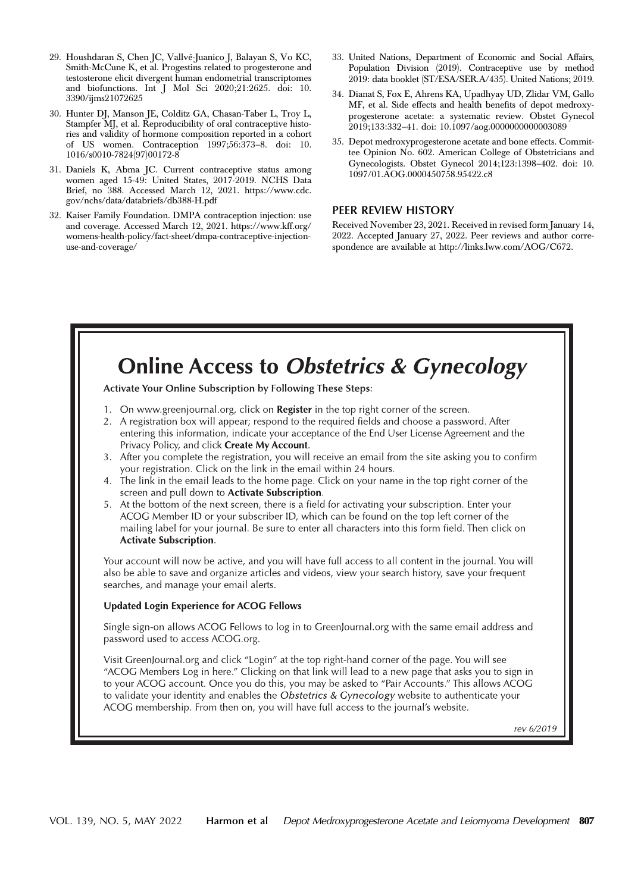29. Houshdaran S, Chen JC, Vallvé-Juanico J, Balayan S, Vo KC, Smith-McCune K, et al. Progestins related to progesterone and testosterone elicit divergent human endometrial transcriptomes and biofunctions. Int J Mol Sci 2020;21:2625. doi: 10.3390/ijms21072625

30. Hunter DJ, Manson JE, Colditz GA, Chasan-Taber L, Troy L, Stampfer MJ, et al. Reproducibility of oral contraceptive histories and validity of hormone composition reported in a cohort of US women. Contraception 1997;56:373–8. doi: 10.1016/s0010-7824(97)00172-8

31. Daniels K, Abma JC. Current contraceptive status among women aged 15-49: United States, 2017-2019. NCHS Data Brief, no 388. Accessed March 12, 2021. https://www.cdc.gov/nchs/data/databriefs/db388-H.pdf

32. Kaiser Family Foundation. DMPA contraception injection: use and coverage. Accessed March 12, 2021. https://www.kff.org/womens-health-policy/fact-sheet/dmpa-contraceptive-injection-use-and-coverage/

33. United Nations, Department of Economic and Social Affairs, Population Division (2019). Contraceptive use by method 2019: data booklet (ST/ESA/SER.A/435). United Nations; 2019.

34. Dianat S, Fox E, Ahrens KA, Upadhyay UD, Zlidar VM, Gallo MF, et al. Side effects and health benefits of depot medroxyprogesterone acetate: a systematic review. Obstet Gynecol 2019;133:332–41. doi: 10.1097/aog.0000000000003089

35. Depot medroxyprogesterone acetate and bone effects. Committee Opinion No. 602. American College of Obstetricians and Gynecologists. Obstet Gynecol 2014;123:1398–402. doi: 10.1097/01.AOG.0000450758.95422.c8

## PEER REVIEW HISTORY

Received November 23, 2021. Received in revised form January 14, 2022. Accepted January 27, 2022. Peer reviews and author correspondence are available at http://links.lww.com/AOG/C672.

# Online Access to *Obstetrics & Gynecology*

**Activate Your Online Subscription by Following These Steps:**

1. On www.greenjournal.org, click on **Register** in the top right corner of the screen.
2. A registration box will appear; respond to the required fields and choose a password. After entering this information, indicate your acceptance of the End User License Agreement and the Privacy Policy, and click **Create My Account**.
3. After you complete the registration, you will receive an email from the site asking you to confirm your registration. Click on the link in the email within 24 hours.
4. The link in the email leads to the home page. Click on your name in the top right corner of the screen and pull down to **Activate Subscription**.
5. At the bottom of the next screen, there is a field for activating your subscription. Enter your ACOG Member ID or your subscriber ID, which can be found on the top left corner of the mailing label for your journal. Be sure to enter all characters into this form field. Then click on **Activate Subscription**.

Your account will now be active, and you will have full access to all content in the journal. You will also be able to save and organize articles and videos, view your search history, save your frequent searches, and manage your email alerts.

**Updated Login Experience for ACOG Fellows**

Single sign-on allows ACOG Fellows to log in to GreenJournal.org with the same email address and password used to access ACOG.org.

Visit GreenJournal.org and click "Login" at the top right-hand corner of the page. You will see "ACOG Members Log in here." Clicking on that link will lead to a new page that asks you to sign in to your ACOG account. Once you do this, you may be asked to "Pair Accounts." This allows ACOG to validate your identity and enables the *Obstetrics & Gynecology* website to authenticate your ACOG membership. From then on, you will have full access to the journal's website.

*rev 6/2019*